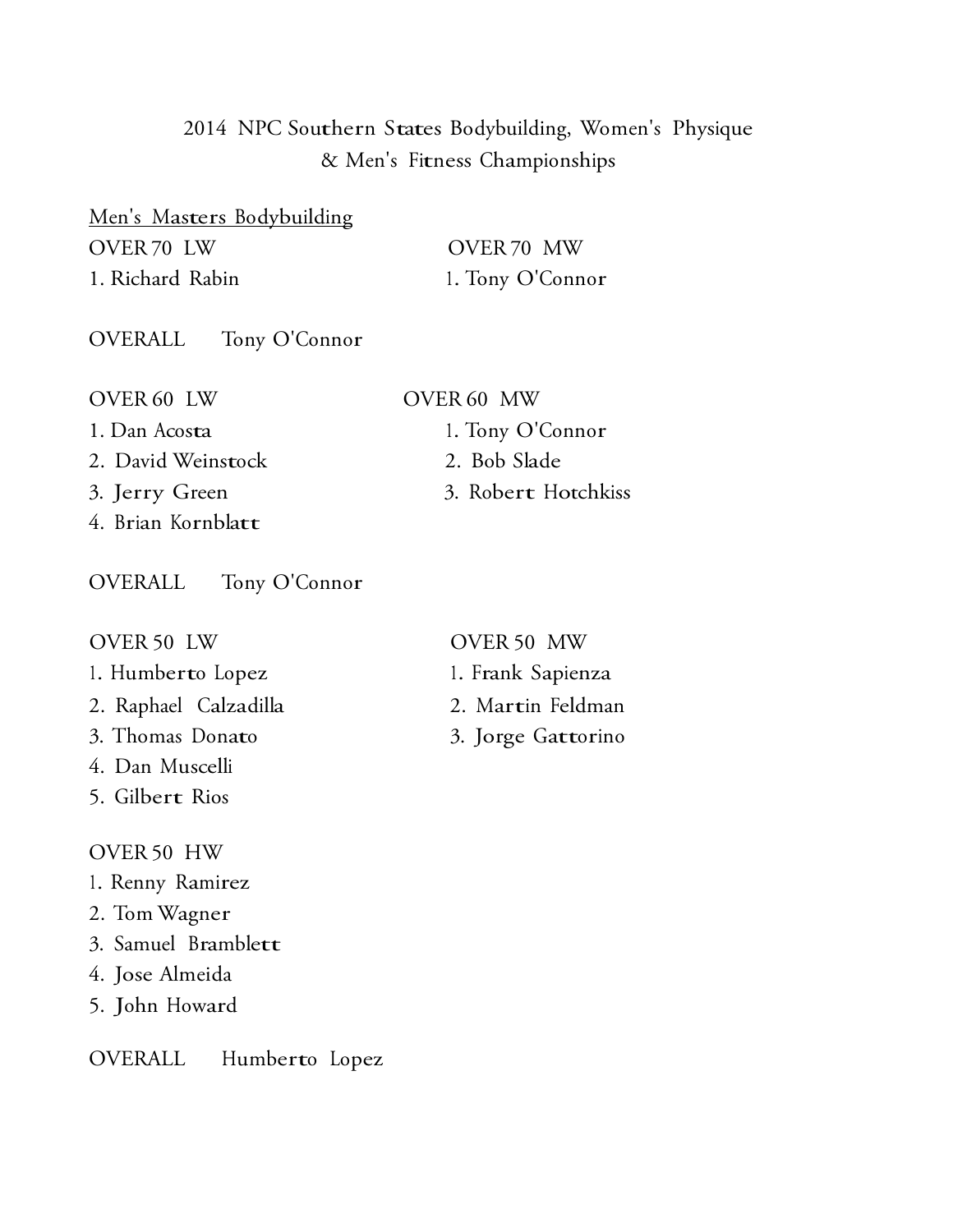# 2014 NPC Southern States Bodybuilding, Women's Physique & Men's Fitness Championships

<u>Men's Masters Bodybuilding</u>

OVER 70 LW

1. Richard Rabin

OVER 70 MW

1. Tony O'Connor

OVERALL Tony O'Connor

OVER 60 LW

1. Dan Acosta
2. David Weinstock
3. Jerry Green
4. Brian Kornblatt

OVER 60 MW

1. Tony O'Connor
2. Bob Slade
3. Robert Hotchkiss

OVERALL Tony O'Connor

OVER 50 LW

1. Humberto Lopez
2. Raphael Calzadilla
3. Thomas Donato
4. Dan Muscelli
5. Gilbert Rios

OVER 50 MW

1. Frank Sapienza
2. Martin Feldman
3. Jorge Gattorino

OVER 50 HW

1. Renny Ramirez
2. Tom Wagner
3. Samuel Bramblett
4. Jose Almeida
5. John Howard

OVERALL Humberto Lopez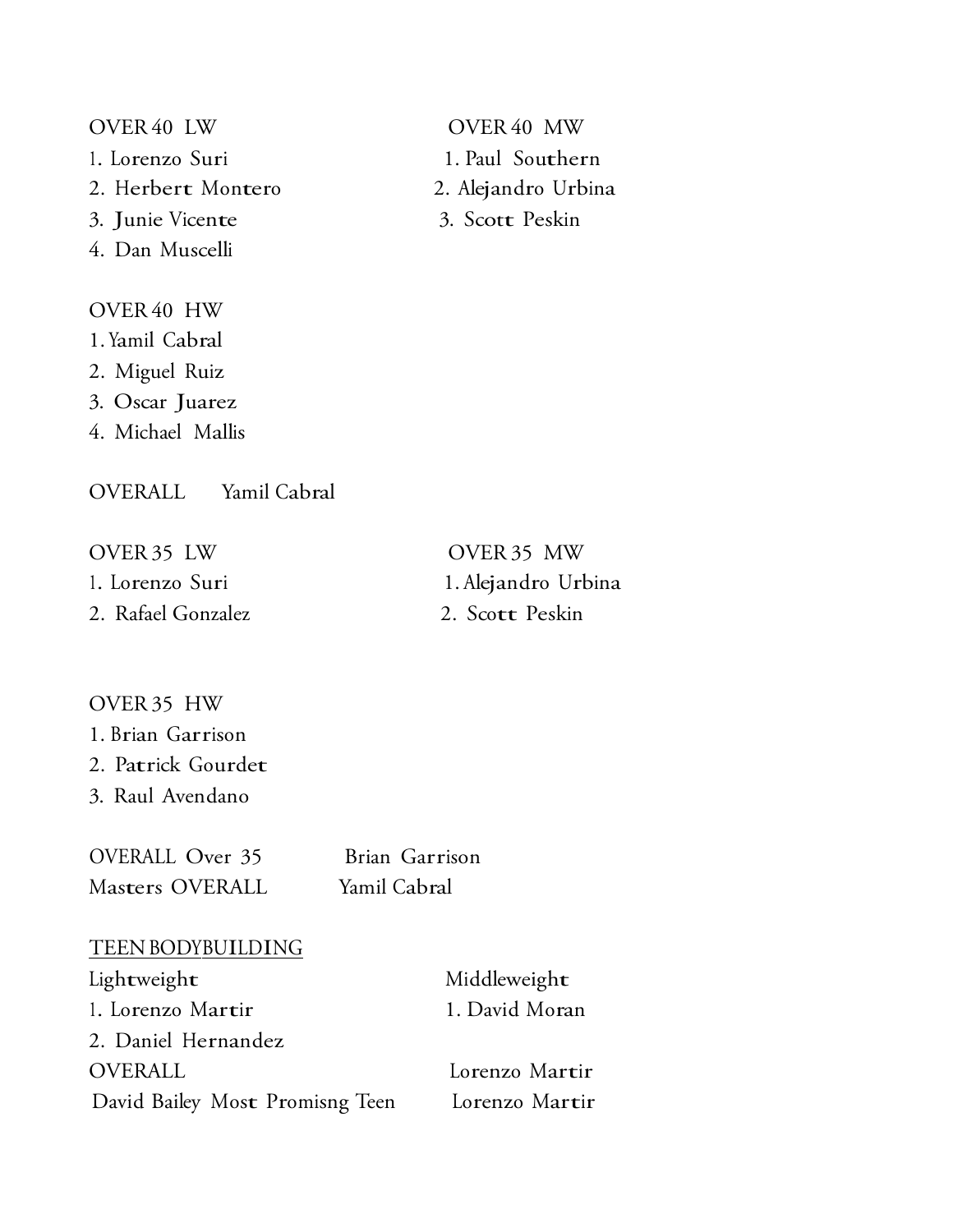OVER 40 LW

1. Lorenzo Suri
2. Herbert Montero
3. Junie Vicente
4. Dan Muscelli

OVER 40 MW

1. Paul Southern
2. Alejandro Urbina
3. Scott Peskin

OVER 40 HW

1. Yamil Cabral
2. Miguel Ruiz
3. Oscar Juarez
4. Michael Mallis

OVERALL Yamil Cabral

OVER 35 LW

1. Lorenzo Suri
2. Rafael Gonzalez

OVER 35 MW

1. Alejandro Urbina
2. Scott Peskin

OVER 35 HW

1. Brian Garrison
2. Patrick Gourdet
3. Raul Avendano

OVERALL Over 35 Brian Garrison

Masters OVERALL Yamil Cabral

<u>TEEN BODYBUILDING</u>

Lightweight

1. Lorenzo Martir
2. Daniel Hernandez

Middleweight

1. David Moran

OVERALL Lorenzo Martir

David Bailey Most Promisng Teen Lorenzo Martir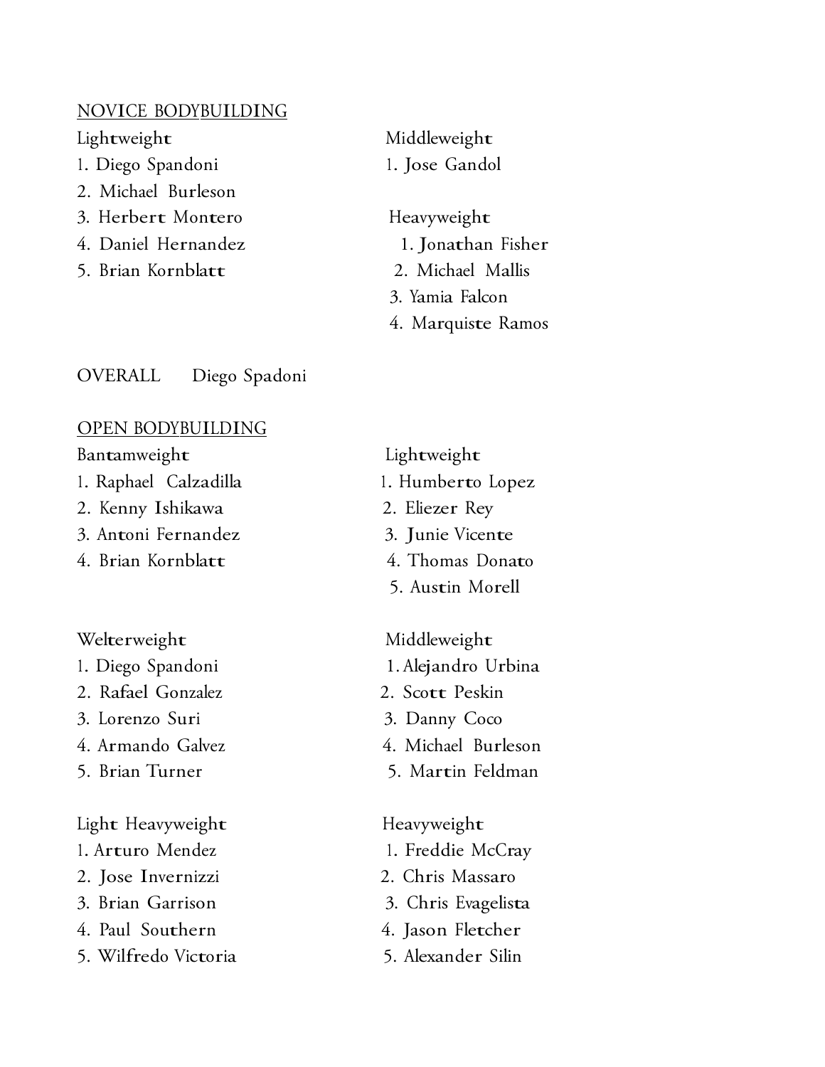## NOVICE BODYBUILDING

### Lightweight

1. Diego Spandoni
2. Michael Burleson
3. Herbert Montero
4. Daniel Hernandez
5. Brian Kornblatt

### Middleweight

1. Jose Gandol

### Heavyweight

1. Jonathan Fisher
2. Michael Mallis
3. Yamia Falcon
4. Marquiste Ramos

OVERALL Diego Spadoni

## OPEN BODYBUILDING

### Bantamweight

1. Raphael Calzadilla
2. Kenny Ishikawa
3. Antoni Fernandez
4. Brian Kornblatt

### Lightweight

1. Humberto Lopez
2. Eliezer Rey
3. Junie Vicente
4. Thomas Donato
5. Austin Morell

### Welterweight

1. Diego Spandoni
2. Rafael Gonzalez
3. Lorenzo Suri
4. Armando Galvez
5. Brian Turner

### Middleweight

1. Alejandro Urbina
2. Scott Peskin
3. Danny Coco
4. Michael Burleson
5. Martin Feldman

### Light Heavyweight

1. Arturo Mendez
2. Jose Invernizzi
3. Brian Garrison
4. Paul Southern
5. Wilfredo Victoria

### Heavyweight

1. Freddie McCray
2. Chris Massaro
3. Chris Evagelista
4. Jason Fletcher
5. Alexander Silin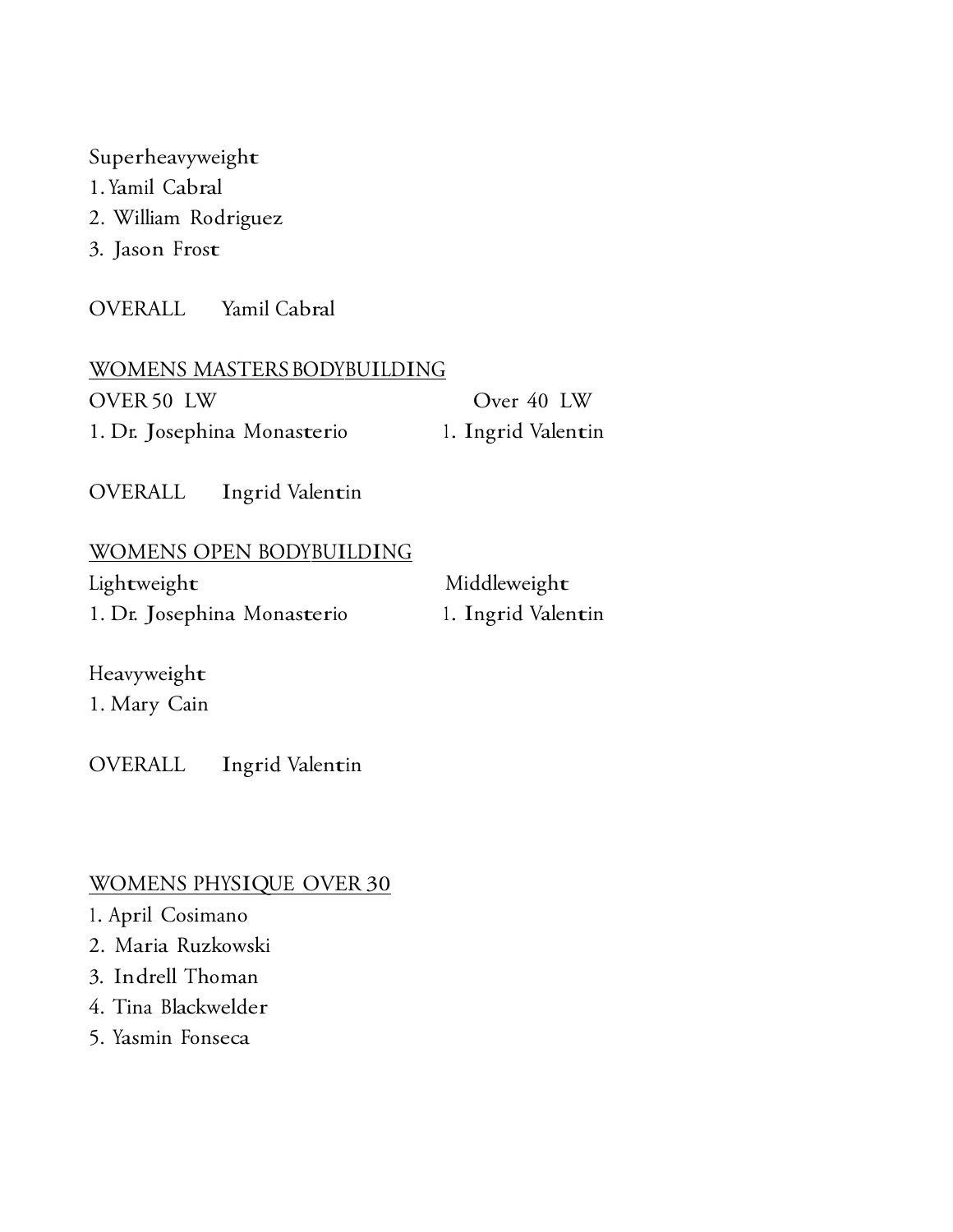Superheavyweight
1. Yamil Cabral
2. William Rodriguez
3. Jason Frost

OVERALL Yamil Cabral

## WOMENS MASTERS BODYBUILDING

OVER 50 LW
1. Dr. Josephina Monasterio

Over 40 LW
1. Ingrid Valentin

OVERALL Ingrid Valentin

## WOMENS OPEN BODYBUILDING

Lightweight
1. Dr. Josephina Monasterio

Middleweight
1. Ingrid Valentin

Heavyweight
1. Mary Cain

OVERALL Ingrid Valentin

## WOMENS PHYSIQUE OVER 30

1. April Cosimano
2. Maria Ruzkowski
3. Indrell Thoman
4. Tina Blackwelder
5. Yasmin Fonseca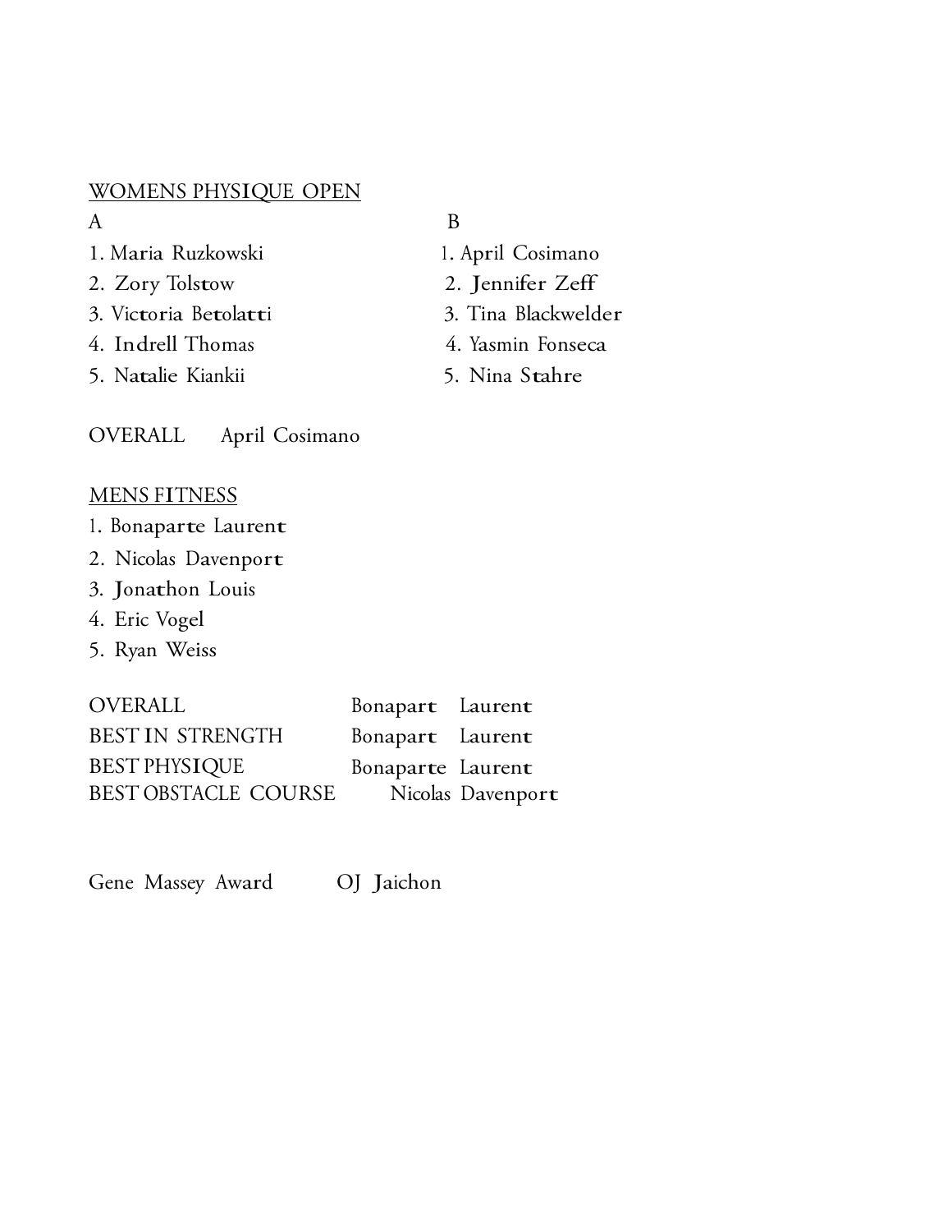## WOMENS PHYSIQUE OPEN

A

1. Maria Ruzkowski
2. Zory Tolstow
3. Victoria Betolatti
4. Indrell Thomas
5. Natalie Kiankii

B

1. April Cosimano
2. Jennifer Zeff
3. Tina Blackwelder
4. Yasmin Fonseca
5. Nina Stahre

OVERALL April Cosimano

## MENS FITNESS

1. Bonaparte Laurent
2. Nicolas Davenport
3. Jonathon Louis
4. Eric Vogel
5. Ryan Weiss

| | |
|---|---|
| OVERALL | Bonapart Laurent |
| BEST IN STRENGTH | Bonapart Laurent |
| BEST PHYSIQUE | Bonaparte Laurent |
| BEST OBSTACLE COURSE | Nicolas Davenport |

Gene Massey Award OJ Jaichon